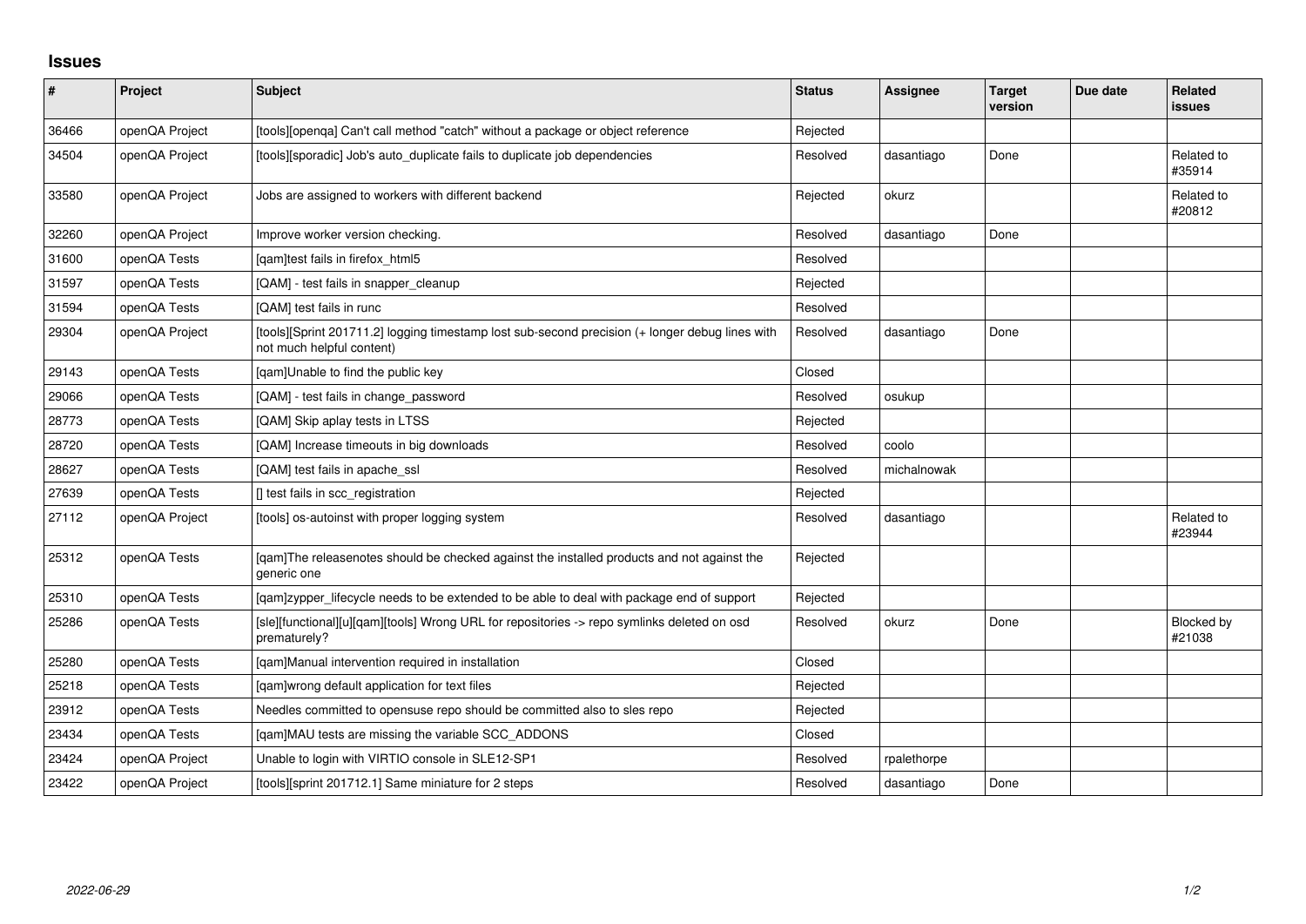## Issues

| # | Project | Subject | Status | Assignee | Target version | Due date | Related issues |
|---|---|---|---|---|---|---|---|
| 36466 | openQA Project | [tools][openqa] Can't call method "catch" without a package or object reference | Rejected | | | | |
| 34504 | openQA Project | [tools][sporadic] Job's auto_duplicate fails to duplicate job dependencies | Resolved | dasantiago | Done | | Related to #35914 |
| 33580 | openQA Project | Jobs are assigned to workers with different backend | Rejected | okurz | | | Related to #20812 |
| 32260 | openQA Project | Improve worker version checking. | Resolved | dasantiago | Done | | |
| 31600 | openQA Tests | [qam]test fails in firefox_html5 | Resolved | | | | |
| 31597 | openQA Tests | [QAM] - test fails in snapper_cleanup | Rejected | | | | |
| 31594 | openQA Tests | [QAM] test fails in runc | Resolved | | | | |
| 29304 | openQA Project | [tools][Sprint 201711.2] logging timestamp lost sub-second precision (+ longer debug lines with not much helpful content) | Resolved | dasantiago | Done | | |
| 29143 | openQA Tests | [qam]Unable to find the public key | Closed | | | | |
| 29066 | openQA Tests | [QAM] - test fails in change_password | Resolved | osukup | | | |
| 28773 | openQA Tests | [QAM] Skip aplay tests in LTSS | Rejected | | | | |
| 28720 | openQA Tests | [QAM] Increase timeouts in big downloads | Resolved | coolo | | | |
| 28627 | openQA Tests | [QAM] test fails in apache_ssl | Resolved | michalnowak | | | |
| 27639 | openQA Tests | [] test fails in scc_registration | Rejected | | | | |
| 27112 | openQA Project | [tools] os-autoinst with proper logging system | Resolved | dasantiago | | | Related to #23944 |
| 25312 | openQA Tests | [qam]The releasenotes should be checked against the installed products and not against the generic one | Rejected | | | | |
| 25310 | openQA Tests | [qam]zypper_lifecycle needs to be extended to be able to deal with package end of support | Rejected | | | | |
| 25286 | openQA Tests | [sle][functional][u][qam][tools] Wrong URL for repositories -> repo symlinks deleted on osd prematurely? | Resolved | okurz | Done | | Blocked by #21038 |
| 25280 | openQA Tests | [qam]Manual intervention required in installation | Closed | | | | |
| 25218 | openQA Tests | [qam]wrong default application for text files | Rejected | | | | |
| 23912 | openQA Tests | Needles committed to opensuse repo should be committed also to sles repo | Rejected | | | | |
| 23434 | openQA Tests | [qam]MAU tests are missing the variable SCC_ADDONS | Closed | | | | |
| 23424 | openQA Project | Unable to login with VIRTIO console in SLE12-SP1 | Resolved | rpalethorpe | | | |
| 23422 | openQA Project | [tools][sprint 201712.1] Same miniature for 2 steps | Resolved | dasantiago | Done | | |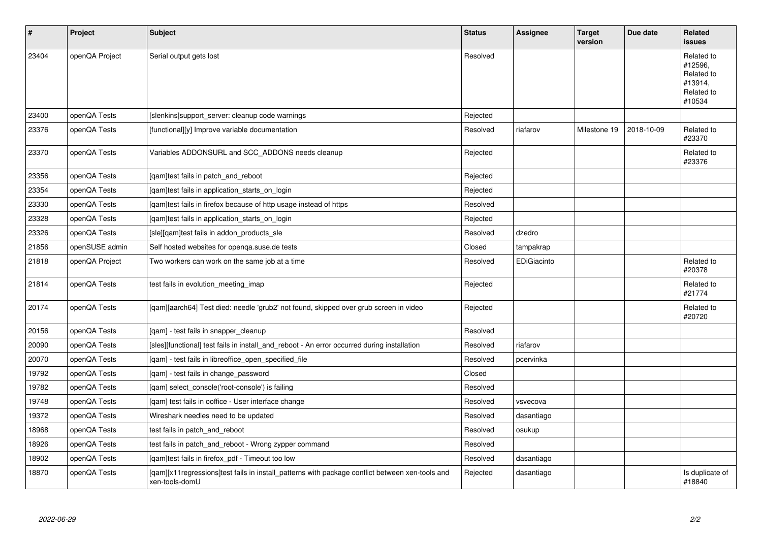| # | Project | Subject | Status | Assignee | Target version | Due date | Related issues |
|---|---|---|---|---|---|---|---|
| 23404 | openQA Project | Serial output gets lost | Resolved | | | | Related to #12596, Related to #13914, Related to #10534 |
| 23400 | openQA Tests | [slenkins]support_server: cleanup code warnings | Rejected | | | | |
| 23376 | openQA Tests | [functional][y] Improve variable documentation | Resolved | riafarov | Milestone 19 | 2018-10-09 | Related to #23370 |
| 23370 | openQA Tests | Variables ADDONSURL and SCC_ADDONS needs cleanup | Rejected | | | | Related to #23376 |
| 23356 | openQA Tests | [qam]test fails in patch_and_reboot | Rejected | | | | |
| 23354 | openQA Tests | [qam]test fails in application_starts_on_login | Rejected | | | | |
| 23330 | openQA Tests | [qam]test fails in firefox because of http usage instead of https | Resolved | | | | |
| 23328 | openQA Tests | [qam]test fails in application_starts_on_login | Rejected | | | | |
| 23326 | openQA Tests | [sle][qam]test fails in addon_products_sle | Resolved | dzedro | | | |
| 21856 | openSUSE admin | Self hosted websites for openqa.suse.de tests | Closed | tampakrap | | | |
| 21818 | openQA Project | Two workers can work on the same job at a time | Resolved | EDiGiacinto | | | Related to #20378 |
| 21814 | openQA Tests | test fails in evolution_meeting_imap | Rejected | | | | Related to #21774 |
| 20174 | openQA Tests | [qam][aarch64] Test died: needle 'grub2' not found, skipped over grub screen in video | Rejected | | | | Related to #20720 |
| 20156 | openQA Tests | [qam] - test fails in snapper_cleanup | Resolved | | | | |
| 20090 | openQA Tests | [sles][functional] test fails in install_and_reboot - An error occurred during installation | Resolved | riafarov | | | |
| 20070 | openQA Tests | [qam] - test fails in libreoffice_open_specified_file | Resolved | pcervinka | | | |
| 19792 | openQA Tests | [qam] - test fails in change_password | Closed | | | | |
| 19782 | openQA Tests | [qam] select_console('root-console') is failing | Resolved | | | | |
| 19748 | openQA Tests | [qam] test fails in ooffice - User interface change | Resolved | vsvecova | | | |
| 19372 | openQA Tests | Wireshark needles need to be updated | Resolved | dasantiago | | | |
| 18968 | openQA Tests | test fails in patch_and_reboot | Resolved | osukup | | | |
| 18926 | openQA Tests | test fails in patch_and_reboot - Wrong zypper command | Resolved | | | | |
| 18902 | openQA Tests | [qam]test fails in firefox_pdf - Timeout too low | Resolved | dasantiago | | | |
| 18870 | openQA Tests | [qam][x11regressions]test fails in install_patterns with package conflict between xen-tools and xen-tools-domU | Rejected | dasantiago | | | Is duplicate of #18840 |